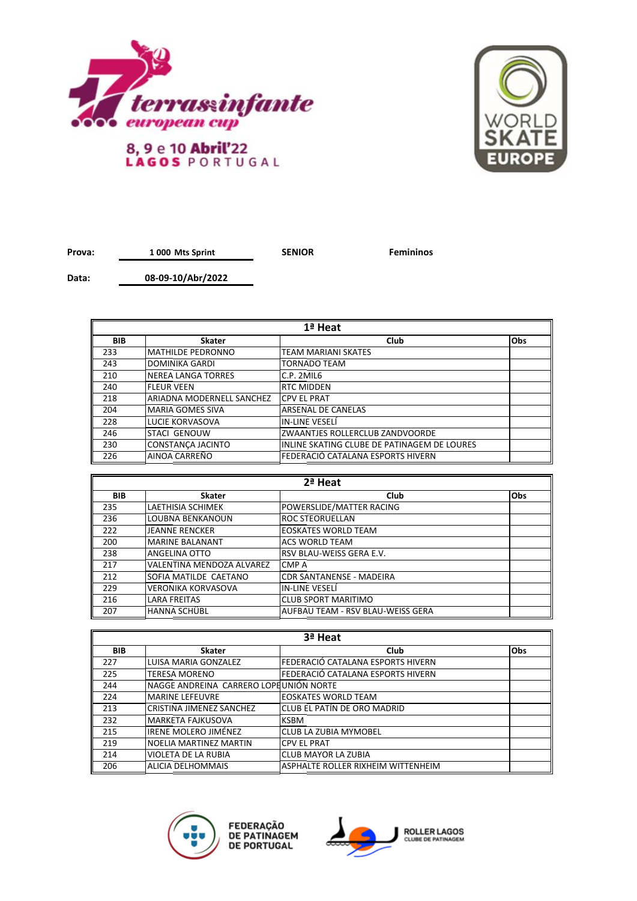17 terras infante european cup

8, 9 e 10 Abril'22
LAGOS PORTUGAL

WORLD SKATE EUROPE

**Prova:** 1 000 Mts Sprint **SENIOR** **Femininos**

**Data:** 08-09-10/Abr/2022

| 1ª Heat | | | |
|---|---|---|---|
| **BIB** | **Skater** | **Club** | **Obs** |
| 233 | MATHILDE PEDRONNO | TEAM MARIANI SKATES | |
| 243 | DOMINIKA GARDI | TORNADO TEAM | |
| 210 | NEREA LANGA TORRES | C.P. 2MIL6 | |
| 240 | FLEUR VEEN | RTC MIDDEN | |
| 218 | ARIADNA MODERNELL SANCHEZ | CPV EL PRAT | |
| 204 | MARIA GOMES SIVA | ARSENAL DE CANELAS | |
| 228 | LUCIE KORVASOVA | IN-LINE VESELÍ | |
| 246 | STACI GENOUW | ZWAANTJES ROLLERCLUB ZANDVOORDE | |
| 230 | CONSTANÇA JACINTO | INLINE SKATING CLUBE DE PATINAGEM DE LOURES | |
| 226 | AINOA CARREÑO | FEDERACIÓ CATALANA ESPORTS HIVERN | |

| 2ª Heat | | | |
|---|---|---|---|
| **BIB** | **Skater** | **Club** | **Obs** |
| 235 | LAETHISIA SCHIMEK | POWERSLIDE/MATTER RACING | |
| 236 | LOUBNA BENKANOUN | ROC STEORUELLAN | |
| 222 | JEANNE RENCKER | EOSKATES WORLD TEAM | |
| 200 | MARINE BALANANT | ACS WORLD TEAM | |
| 238 | ANGELINA OTTO | RSV BLAU-WEISS GERA E.V. | |
| 217 | VALENTINA MENDOZA ALVAREZ | CMP A | |
| 212 | SOFIA MATILDE CAETANO | CDR SANTANENSE - MADEIRA | |
| 229 | VERONIKA KORVASOVA | IN-LINE VESELÍ | |
| 216 | LARA FREITAS | CLUB SPORT MARITIMO | |
| 207 | HANNA SCHÜBL | AUFBAU TEAM - RSV BLAU-WEISS GERA | |

| 3ª Heat | | | |
|---|---|---|---|
| **BIB** | **Skater** | **Club** | **Obs** |
| 227 | LUISA MARIA GONZALEZ | FEDERACIÓ CATALANA ESPORTS HIVERN | |
| 225 | TERESA MORENO | FEDERACIÓ CATALANA ESPORTS HIVERN | |
| 244 | NAGGE ANDREINA CARRERO LOPE | UNIÓN NORTE | |
| 224 | MARINE LEFEUVRE | EOSKATES WORLD TEAM | |
| 213 | CRISTINA JIMENEZ SANCHEZ | CLUB EL PATÍN DE ORO MADRID | |
| 232 | MARKETA FAJKUSOVA | KSBM | |
| 215 | IRENE MOLERO JIMÉNEZ | CLUB LA ZUBIA MYMOBEL | |
| 219 | NOELIA MARTINEZ MARTIN | CPV EL PRAT | |
| 214 | VIOLETA DE LA RUBIA | CLUB MAYOR LA ZUBIA | |
| 206 | ALICIA DELHOMMAIS | ASPHALTE ROLLER RIXHEIM WITTENHEIM | |

FEDERAÇÃO DE PATINAGEM DE PORTUGAL

ROLLER LAGOS CLUBE DE PATINAGEM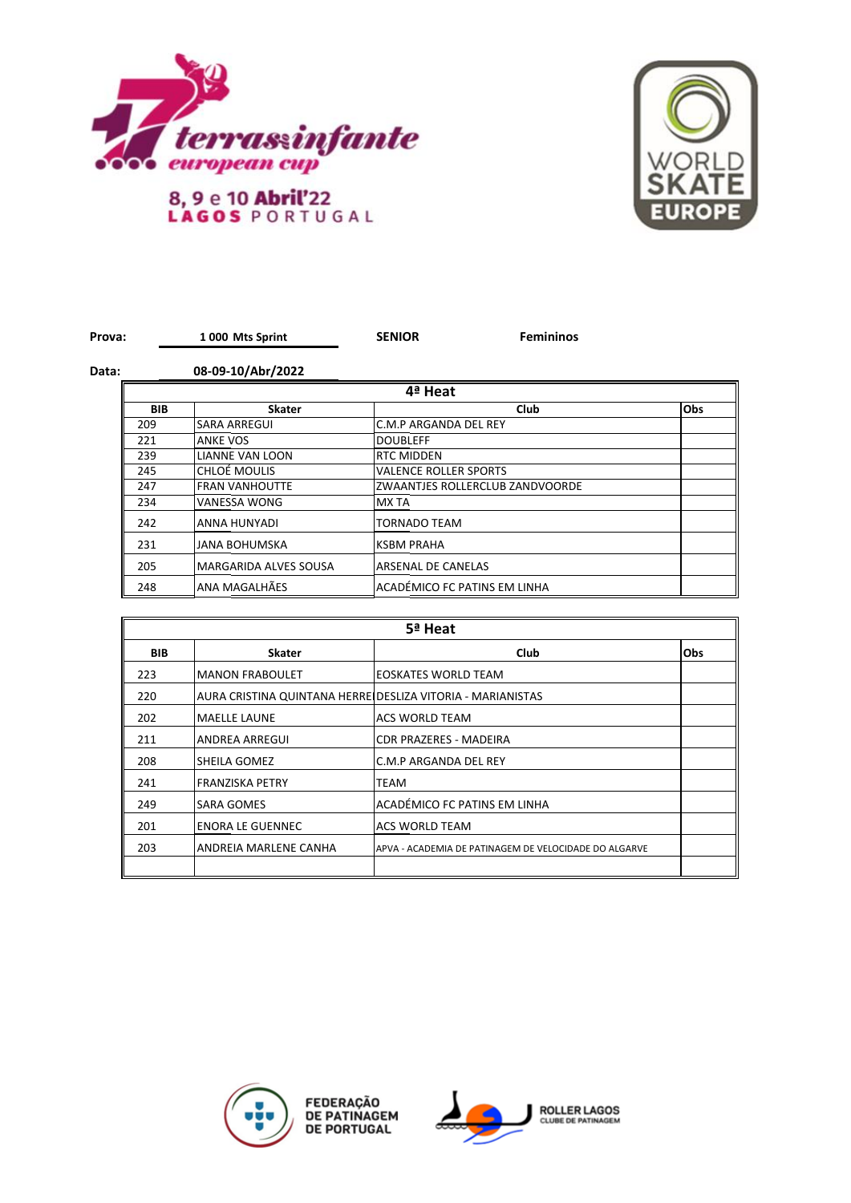**17 terras infante european cup**

8, 9 e 10 Abril'22
LAGOS PORTUGAL

WORLD SKATE EUROPE

**Prova:** 1 000 Mts Sprint **SENIOR** **Femininos**

**Data:** 08-09-10/Abr/2022

| 4ª Heat | | | |
|---|---|---|---|
| **BIB** | **Skater** | **Club** | **Obs** |
| 209 | SARA ARREGUI | C.M.P ARGANDA DEL REY | |
| 221 | ANKE VOS | DOUBLEFF | |
| 239 | LIANNE VAN LOON | RTC MIDDEN | |
| 245 | CHLOÉ MOULIS | VALENCE ROLLER SPORTS | |
| 247 | FRAN VANHOUTTE | ZWAANTJES ROLLERCLUB ZANDVOORDE | |
| 234 | VANESSA WONG | MX TA | |
| 242 | ANNA HUNYADI | TORNADO TEAM | |
| 231 | JANA BOHUMSKA | KSBM PRAHA | |
| 205 | MARGARIDA ALVES SOUSA | ARSENAL DE CANELAS | |
| 248 | ANA MAGALHÃES | ACADÉMICO FC PATINS EM LINHA | |

| 5ª Heat | | | |
|---|---|---|---|
| **BIB** | **Skater** | **Club** | **Obs** |
| 223 | MANON FRABOULET | EOSKATES WORLD TEAM | |
| 220 | AURA CRISTINA QUINTANA HERREI | DESLIZA VITORIA - MARIANISTAS | |
| 202 | MAELLE LAUNE | ACS WORLD TEAM | |
| 211 | ANDREA ARREGUI | CDR PRAZERES - MADEIRA | |
| 208 | SHEILA GOMEZ | C.M.P ARGANDA DEL REY | |
| 241 | FRANZISKA PETRY | TEAM | |
| 249 | SARA GOMES | ACADÉMICO FC PATINS EM LINHA | |
| 201 | ENORA LE GUENNEC | ACS WORLD TEAM | |
| 203 | ANDREIA MARLENE CANHA | APVA - ACADEMIA DE PATINAGEM DE VELOCIDADE DO ALGARVE | |
| | | | |

FEDERAÇÃO DE PATINAGEM DE PORTUGAL

ROLLER LAGOS CLUBE DE PATINAGEM